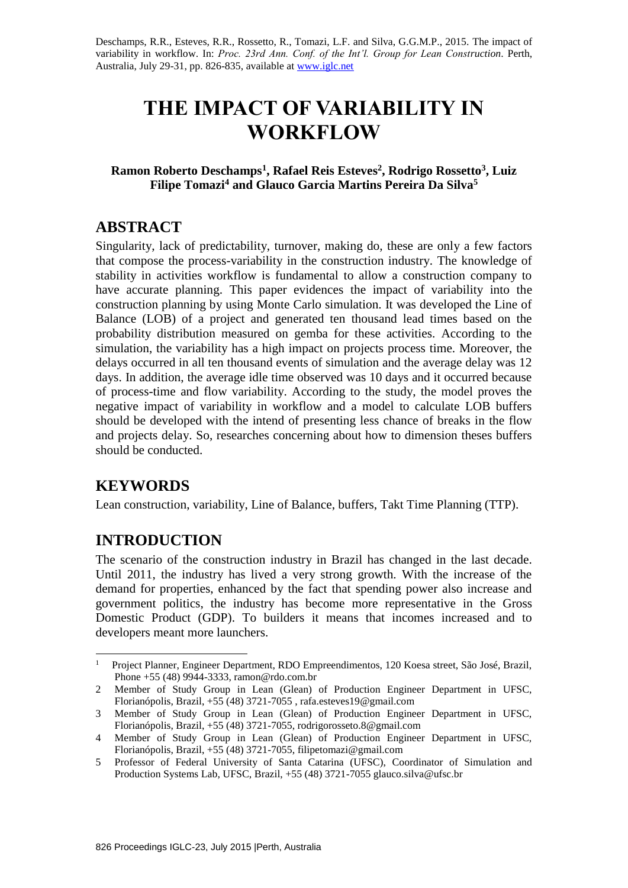Deschamps, R.R., Esteves, R.R., Rossetto, R., Tomazi, L.F. and Silva, G.G.M.P., 2015. The impact of variability in workflow. In: *Proc. 23rd Ann. Conf. of the Int'l. Group for Lean Construction*. Perth, Australia, July 29-31, pp. 826-835, available at www.iglc.net

# THE IMPACT OF VARIABILITY IN WORKFLOW

**Ramon Roberto Deschamps[1], Rafael Reis Esteves[2], Rodrigo Rossetto[3], Luiz Filipe Tomazi[4] and Glauco Garcia Martins Pereira Da Silva[5]**

## ABSTRACT

Singularity, lack of predictability, turnover, making do, these are only a few factors that compose the process-variability in the construction industry. The knowledge of stability in activities workflow is fundamental to allow a construction company to have accurate planning. This paper evidences the impact of variability into the construction planning by using Monte Carlo simulation. It was developed the Line of Balance (LOB) of a project and generated ten thousand lead times based on the probability distribution measured on gemba for these activities. According to the simulation, the variability has a high impact on projects process time. Moreover, the delays occurred in all ten thousand events of simulation and the average delay was 12 days. In addition, the average idle time observed was 10 days and it occurred because of process-time and flow variability. According to the study, the model proves the negative impact of variability in workflow and a model to calculate LOB buffers should be developed with the intend of presenting less chance of breaks in the flow and projects delay. So, researches concerning about how to dimension theses buffers should be conducted.

## KEYWORDS

Lean construction, variability, Line of Balance, buffers, Takt Time Planning (TTP).

## INTRODUCTION

The scenario of the construction industry in Brazil has changed in the last decade. Until 2011, the industry has lived a very strong growth. With the increase of the demand for properties, enhanced by the fact that spending power also increase and government politics, the industry has become more representative in the Gross Domestic Product (GDP). To builders it means that incomes increased and to developers meant more launchers.

---

1 Project Planner, Engineer Department, RDO Empreendimentos, 120 Koesa street, São José, Brazil, Phone +55 (48) 9944-3333, ramon@rdo.com.br

2 Member of Study Group in Lean (Glean) of Production Engineer Department in UFSC, Florianópolis, Brazil, +55 (48) 3721-7055 , rafa.esteves19@gmail.com

3 Member of Study Group in Lean (Glean) of Production Engineer Department in UFSC, Florianópolis, Brazil, +55 (48) 3721-7055, rodrigorosseto.8@gmail.com

4 Member of Study Group in Lean (Glean) of Production Engineer Department in UFSC, Florianópolis, Brazil, +55 (48) 3721-7055, filipetomazi@gmail.com

5 Professor of Federal University of Santa Catarina (UFSC), Coordinator of Simulation and Production Systems Lab, UFSC, Brazil, +55 (48) 3721-7055 glauco.silva@ufsc.br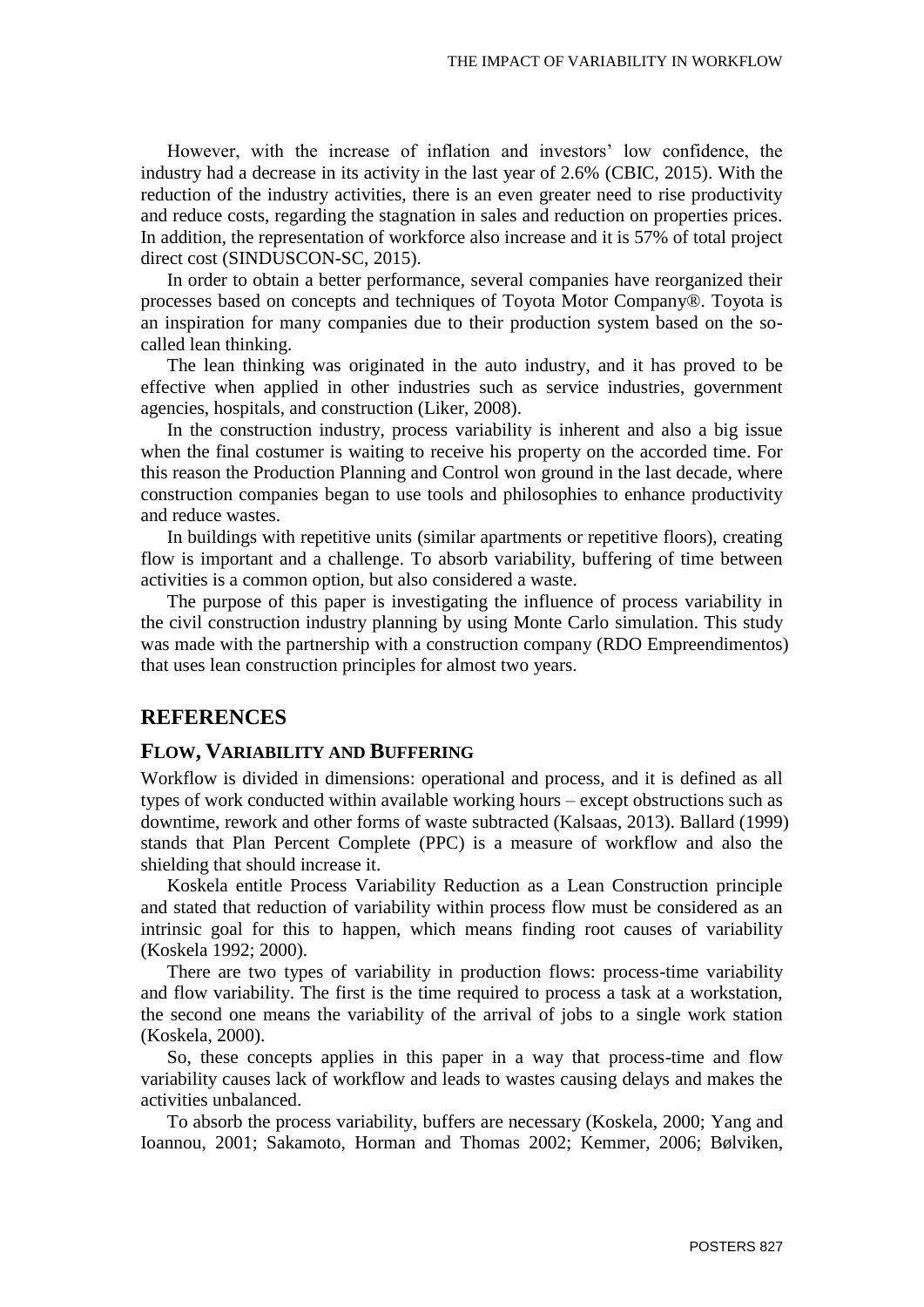However, with the increase of inflation and investors' low confidence, the industry had a decrease in its activity in the last year of 2.6% (CBIC, 2015). With the reduction of the industry activities, there is an even greater need to rise productivity and reduce costs, regarding the stagnation in sales and reduction on properties prices. In addition, the representation of workforce also increase and it is 57% of total project direct cost (SINDUSCON-SC, 2015).

In order to obtain a better performance, several companies have reorganized their processes based on concepts and techniques of Toyota Motor Company®. Toyota is an inspiration for many companies due to their production system based on the so-called lean thinking.

The lean thinking was originated in the auto industry, and it has proved to be effective when applied in other industries such as service industries, government agencies, hospitals, and construction (Liker, 2008).

In the construction industry, process variability is inherent and also a big issue when the final costumer is waiting to receive his property on the accorded time. For this reason the Production Planning and Control won ground in the last decade, where construction companies began to use tools and philosophies to enhance productivity and reduce wastes.

In buildings with repetitive units (similar apartments or repetitive floors), creating flow is important and a challenge. To absorb variability, buffering of time between activities is a common option, but also considered a waste.

The purpose of this paper is investigating the influence of process variability in the civil construction industry planning by using Monte Carlo simulation. This study was made with the partnership with a construction company (RDO Empreendimentos) that uses lean construction principles for almost two years.

## REFERENCES

### FLOW, VARIABILITY AND BUFFERING

Workflow is divided in dimensions: operational and process, and it is defined as all types of work conducted within available working hours – except obstructions such as downtime, rework and other forms of waste subtracted (Kalsaas, 2013). Ballard (1999) stands that Plan Percent Complete (PPC) is a measure of workflow and also the shielding that should increase it.

Koskela entitle Process Variability Reduction as a Lean Construction principle and stated that reduction of variability within process flow must be considered as an intrinsic goal for this to happen, which means finding root causes of variability (Koskela 1992; 2000).

There are two types of variability in production flows: process-time variability and flow variability. The first is the time required to process a task at a workstation, the second one means the variability of the arrival of jobs to a single work station (Koskela, 2000).

So, these concepts applies in this paper in a way that process-time and flow variability causes lack of workflow and leads to wastes causing delays and makes the activities unbalanced.

To absorb the process variability, buffers are necessary (Koskela, 2000; Yang and Ioannou, 2001; Sakamoto, Horman and Thomas 2002; Kemmer, 2006; Bølviken,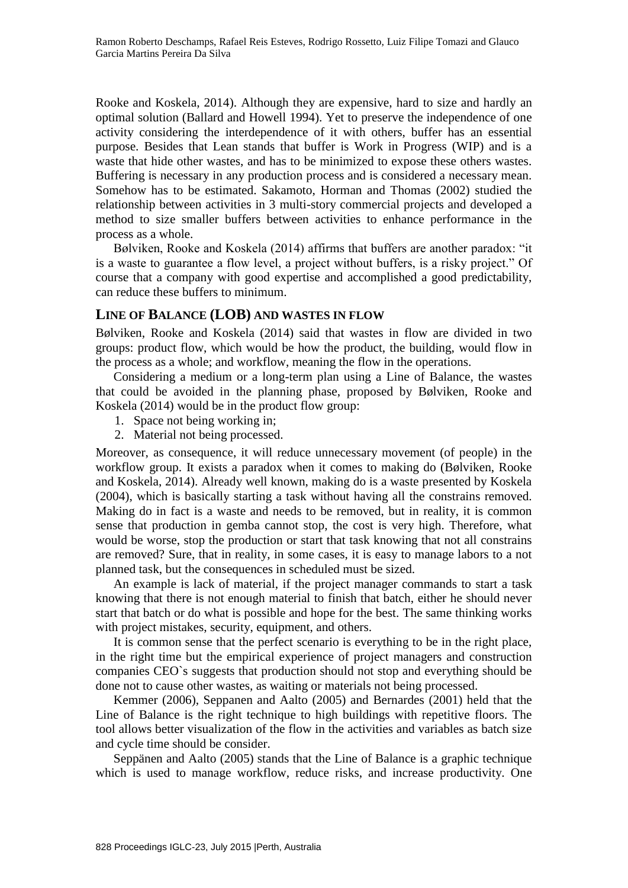Rooke and Koskela, 2014). Although they are expensive, hard to size and hardly an optimal solution (Ballard and Howell 1994). Yet to preserve the independence of one activity considering the interdependence of it with others, buffer has an essential purpose. Besides that Lean stands that buffer is Work in Progress (WIP) and is a waste that hide other wastes, and has to be minimized to expose these others wastes. Buffering is necessary in any production process and is considered a necessary mean. Somehow has to be estimated. Sakamoto, Horman and Thomas (2002) studied the relationship between activities in 3 multi-story commercial projects and developed a method to size smaller buffers between activities to enhance performance in the process as a whole.

Bølviken, Rooke and Koskela (2014) affirms that buffers are another paradox: "it is a waste to guarantee a flow level, a project without buffers, is a risky project." Of course that a company with good expertise and accomplished a good predictability, can reduce these buffers to minimum.

## LINE OF BALANCE (LOB) AND WASTES IN FLOW

Bølviken, Rooke and Koskela (2014) said that wastes in flow are divided in two groups: product flow, which would be how the product, the building, would flow in the process as a whole; and workflow, meaning the flow in the operations.

Considering a medium or a long-term plan using a Line of Balance, the wastes that could be avoided in the planning phase, proposed by Bølviken, Rooke and Koskela (2014) would be in the product flow group:

1. Space not being working in;
2. Material not being processed.

Moreover, as consequence, it will reduce unnecessary movement (of people) in the workflow group. It exists a paradox when it comes to making do (Bølviken, Rooke and Koskela, 2014). Already well known, making do is a waste presented by Koskela (2004), which is basically starting a task without having all the constrains removed. Making do in fact is a waste and needs to be removed, but in reality, it is common sense that production in gemba cannot stop, the cost is very high. Therefore, what would be worse, stop the production or start that task knowing that not all constrains are removed? Sure, that in reality, in some cases, it is easy to manage labors to a not planned task, but the consequences in scheduled must be sized.

An example is lack of material, if the project manager commands to start a task knowing that there is not enough material to finish that batch, either he should never start that batch or do what is possible and hope for the best. The same thinking works with project mistakes, security, equipment, and others.

It is common sense that the perfect scenario is everything to be in the right place, in the right time but the empirical experience of project managers and construction companies CEO`s suggests that production should not stop and everything should be done not to cause other wastes, as waiting or materials not being processed.

Kemmer (2006), Seppanen and Aalto (2005) and Bernardes (2001) held that the Line of Balance is the right technique to high buildings with repetitive floors. The tool allows better visualization of the flow in the activities and variables as batch size and cycle time should be consider.

Seppänen and Aalto (2005) stands that the Line of Balance is a graphic technique which is used to manage workflow, reduce risks, and increase productivity. One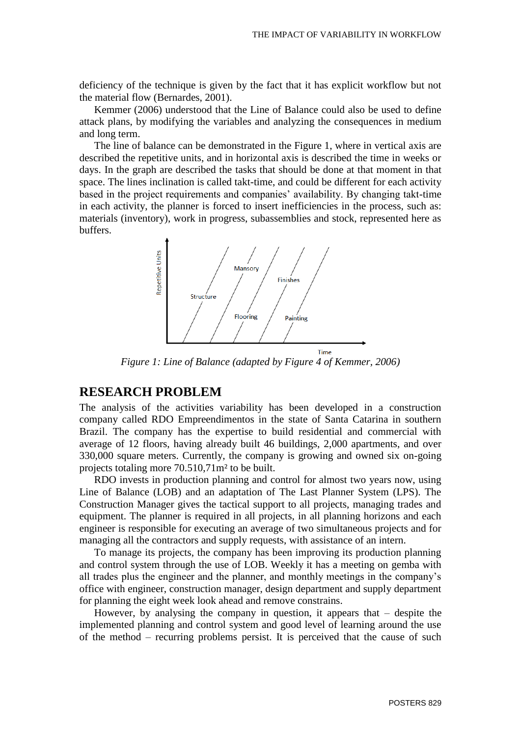deficiency of the technique is given by the fact that it has explicit workflow but not the material flow (Bernardes, 2001).

Kemmer (2006) understood that the Line of Balance could also be used to define attack plans, by modifying the variables and analyzing the consequences in medium and long term.

The line of balance can be demonstrated in the Figure 1, where in vertical axis are described the repetitive units, and in horizontal axis is described the time in weeks or days. In the graph are described the tasks that should be done at that moment in that space. The lines inclination is called takt-time, and could be different for each activity based in the project requirements and companies' availability. By changing takt-time in each activity, the planner is forced to insert inefficiencies in the process, such as: materials (inventory), work in progress, subassemblies and stock, represented here as buffers.

*Figure 1: Line of Balance (adapted by Figure 4 of Kemmer, 2006)*

## RESEARCH PROBLEM

The analysis of the activities variability has been developed in a construction company called RDO Empreendimentos in the state of Santa Catarina in southern Brazil. The company has the expertise to build residential and commercial with average of 12 floors, having already built 46 buildings, 2,000 apartments, and over 330,000 square meters. Currently, the company is growing and owned six on-going projects totaling more 70.510,71m² to be built.

RDO invests in production planning and control for almost two years now, using Line of Balance (LOB) and an adaptation of The Last Planner System (LPS). The Construction Manager gives the tactical support to all projects, managing trades and equipment. The planner is required in all projects, in all planning horizons and each engineer is responsible for executing an average of two simultaneous projects and for managing all the contractors and supply requests, with assistance of an intern.

To manage its projects, the company has been improving its production planning and control system through the use of LOB. Weekly it has a meeting on gemba with all trades plus the engineer and the planner, and monthly meetings in the company's office with engineer, construction manager, design department and supply department for planning the eight week look ahead and remove constrains.

However, by analysing the company in question, it appears that – despite the implemented planning and control system and good level of learning around the use of the method – recurring problems persist. It is perceived that the cause of such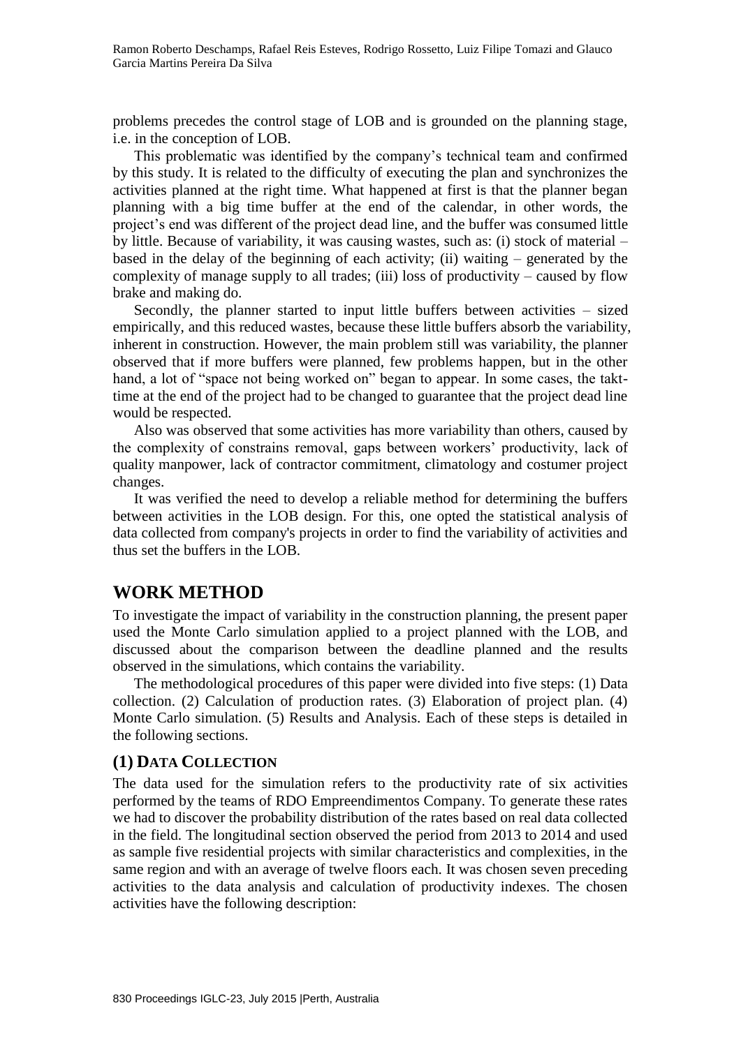problems precedes the control stage of LOB and is grounded on the planning stage, i.e. in the conception of LOB.

This problematic was identified by the company's technical team and confirmed by this study. It is related to the difficulty of executing the plan and synchronizes the activities planned at the right time. What happened at first is that the planner began planning with a big time buffer at the end of the calendar, in other words, the project's end was different of the project dead line, and the buffer was consumed little by little. Because of variability, it was causing wastes, such as: (i) stock of material – based in the delay of the beginning of each activity; (ii) waiting – generated by the complexity of manage supply to all trades; (iii) loss of productivity – caused by flow brake and making do.

Secondly, the planner started to input little buffers between activities – sized empirically, and this reduced wastes, because these little buffers absorb the variability, inherent in construction. However, the main problem still was variability, the planner observed that if more buffers were planned, few problems happen, but in the other hand, a lot of "space not being worked on" began to appear. In some cases, the takt-time at the end of the project had to be changed to guarantee that the project dead line would be respected.

Also was observed that some activities has more variability than others, caused by the complexity of constrains removal, gaps between workers' productivity, lack of quality manpower, lack of contractor commitment, climatology and costumer project changes.

It was verified the need to develop a reliable method for determining the buffers between activities in the LOB design. For this, one opted the statistical analysis of data collected from company's projects in order to find the variability of activities and thus set the buffers in the LOB.

# WORK METHOD

To investigate the impact of variability in the construction planning, the present paper used the Monte Carlo simulation applied to a project planned with the LOB, and discussed about the comparison between the deadline planned and the results observed in the simulations, which contains the variability.

The methodological procedures of this paper were divided into five steps: (1) Data collection. (2) Calculation of production rates. (3) Elaboration of project plan. (4) Monte Carlo simulation. (5) Results and Analysis. Each of these steps is detailed in the following sections.

## (1) DATA COLLECTION

The data used for the simulation refers to the productivity rate of six activities performed by the teams of RDO Empreendimentos Company. To generate these rates we had to discover the probability distribution of the rates based on real data collected in the field. The longitudinal section observed the period from 2013 to 2014 and used as sample five residential projects with similar characteristics and complexities, in the same region and with an average of twelve floors each. It was chosen seven preceding activities to the data analysis and calculation of productivity indexes. The chosen activities have the following description: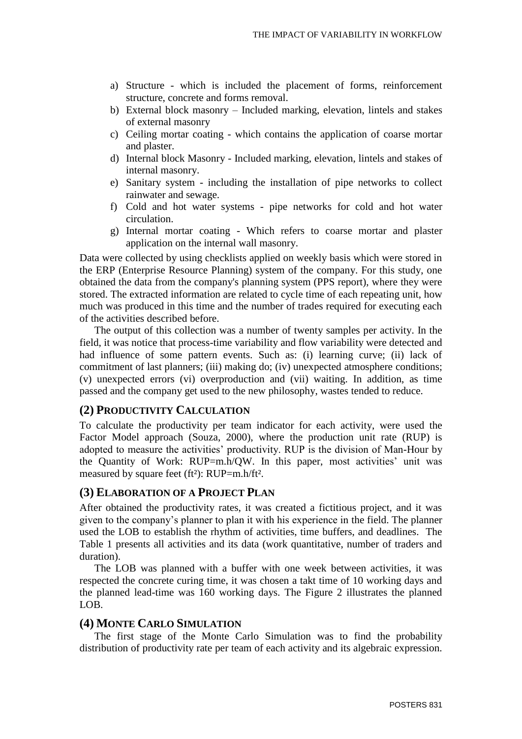a) Structure - which is included the placement of forms, reinforcement structure, concrete and forms removal.
b) External block masonry – Included marking, elevation, lintels and stakes of external masonry
c) Ceiling mortar coating - which contains the application of coarse mortar and plaster.
d) Internal block Masonry - Included marking, elevation, lintels and stakes of internal masonry.
e) Sanitary system - including the installation of pipe networks to collect rainwater and sewage.
f) Cold and hot water systems - pipe networks for cold and hot water circulation.
g) Internal mortar coating - Which refers to coarse mortar and plaster application on the internal wall masonry.

Data were collected by using checklists applied on weekly basis which were stored in the ERP (Enterprise Resource Planning) system of the company. For this study, one obtained the data from the company's planning system (PPS report), where they were stored. The extracted information are related to cycle time of each repeating unit, how much was produced in this time and the number of trades required for executing each of the activities described before.

The output of this collection was a number of twenty samples per activity. In the field, it was notice that process-time variability and flow variability were detected and had influence of some pattern events. Such as: (i) learning curve; (ii) lack of commitment of last planners; (iii) making do; (iv) unexpected atmosphere conditions; (v) unexpected errors (vi) overproduction and (vii) waiting. In addition, as time passed and the company get used to the new philosophy, wastes tended to reduce.

## (2) Productivity Calculation

To calculate the productivity per team indicator for each activity, were used the Factor Model approach (Souza, 2000), where the production unit rate (RUP) is adopted to measure the activities' productivity. RUP is the division of Man-Hour by the Quantity of Work: $RUP=m.h/QW$. In this paper, most activities' unit was measured by square feet (ft²): $RUP=m.h/ft^2$.

## (3) Elaboration of a Project Plan

After obtained the productivity rates, it was created a fictitious project, and it was given to the company's planner to plan it with his experience in the field. The planner used the LOB to establish the rhythm of activities, time buffers, and deadlines. The Table 1 presents all activities and its data (work quantitative, number of traders and duration).

The LOB was planned with a buffer with one week between activities, it was respected the concrete curing time, it was chosen a takt time of 10 working days and the planned lead-time was 160 working days. The Figure 2 illustrates the planned LOB.

## (4) Monte Carlo Simulation

The first stage of the Monte Carlo Simulation was to find the probability distribution of productivity rate per team of each activity and its algebraic expression.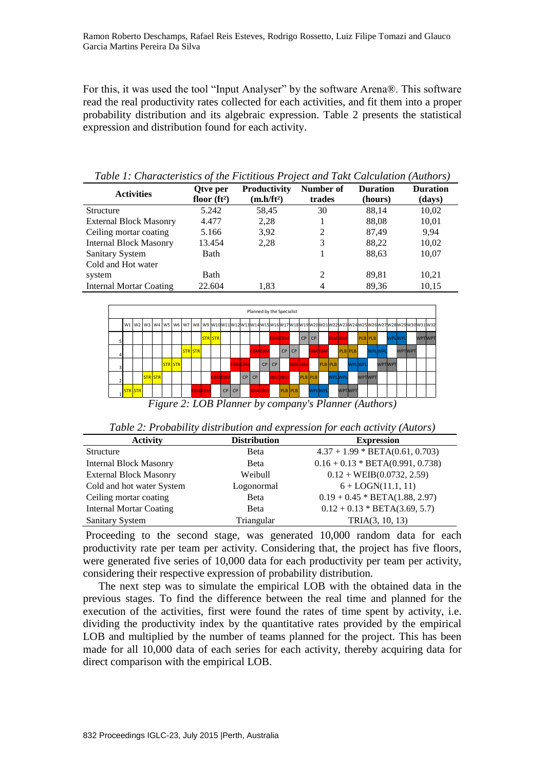For this, it was used the tool "Input Analyser" by the software Arena®. This software read the real productivity rates collected for each activities, and fit them into a proper probability distribution and its algebraic expression. Table 2 presents the statistical expression and distribution found for each activity.

*Table 1: Characteristics of the Fictitious Project and Takt Calculation (Authors)*

| Activities | Qtve per floor (ft²) | Productivity (m.h/ft²) | Number of trades | Duration (hours) | Duration (days) |
|---|---|---|---|---|---|
| Structure | 5.242 | 58,45 | 30 | 88,14 | 10,02 |
| External Block Masonry | 4.477 | 2,28 | 1 | 88,08 | 10,01 |
| Ceiling mortar coating | 5.166 | 3,92 | 2 | 87,49 | 9,94 |
| Internal Block Masonry | 13.454 | 2,28 | 3 | 88,22 | 10,02 |
| Sanitary System | Bath | | 1 | 88,63 | 10,07 |
| Cold and Hot water system | Bath | | 2 | 89,81 | 10,21 |
| Internal Mortar Coating | 22.604 | 1,83 | 4 | 89,36 | 10,15 |

*Figure 2: LOB Planner by company's Planner (Authors)*

*Table 2: Probability distribution and expression for each activity (Autors)*

| Activity | Distribution | Expression |
|---|---|---|
| Structure | Beta | 4.37 + 1.99 * BETA(0.61, 0.703) |
| Internal Block Masonry | Beta | 0.16 + 0.13 * BETA(0.991, 0.738) |
| External Block Masonry | Weibull | 0.12 + WEIB(0.0732, 2.59) |
| Cold and hot water System | Logonormal | 6 + LOGN(11.1, 11) |
| Ceiling mortar coating | Beta | 0.19 + 0.45 * BETA(1.88, 2.97) |
| Internal Mortar Coating | Beta | 0.12 + 0.13 * BETA(3.69, 5.7) |
| Sanitary System | Triangular | TRIA(3, 10, 13) |

Proceeding to the second stage, was generated 10,000 random data for each productivity rate per team per activity. Considering that, the project has five floors, were generated five series of 10,000 data for each productivity per team per activity, considering their respective expression of probability distribution.

The next step was to simulate the empirical LOB with the obtained data in the previous stages. To find the difference between the real time and planned for the execution of the activities, first were found the rates of time spent by activity, i.e. dividing the productivity index by the quantitative rates provided by the empirical LOB and multiplied by the number of teams planned for the project. This has been made for all 10,000 data of each series for each activity, thereby acquiring data for direct comparison with the empirical LOB.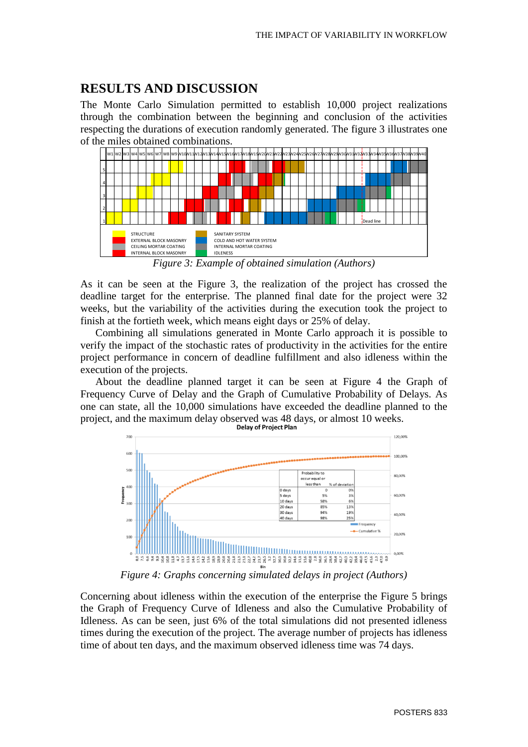## RESULTS AND DISCUSSION

The Monte Carlo Simulation permitted to establish 10,000 project realizations through the combination between the beginning and conclusion of the activities respecting the durations of execution randomly generated. The figure 3 illustrates one of the miles obtained combinations.

*Figure 3: Example of obtained simulation (Authors)*

As it can be seen at the Figure 3, the realization of the project has crossed the deadline target for the enterprise. The planned final date for the project were 32 weeks, but the variability of the activities during the execution took the project to finish at the fortieth week, which means eight days or 25% of delay.

Combining all simulations generated in Monte Carlo approach it is possible to verify the impact of the stochastic rates of productivity in the activities for the entire project performance in concern of deadline fulfillment and also idleness within the execution of the projects.

About the deadline planned target it can be seen at Figure 4 the Graph of Frequency Curve of Delay and the Graph of Cumulative Probability of Delays. As one can state, all the 10,000 simulations have exceeded the deadline planned to the project, and the maximum delay observed was 48 days, or almost 10 weeks.

| | Probability to occur equal or less than | % of deviation |
|---|---|---|
| 0 days | 0 | 0% |
| 5 days | 5% | 3% |
| 10 days | 58% | 6% |
| 20 days | 85% | 13% |
| 30 days | 94% | 19% |
| 40 days | 98% | 25% |

*Figure 4: Graphs concerning simulated delays in project (Authors)*

Concerning about idleness within the execution of the enterprise the Figure 5 brings the Graph of Frequency Curve of Idleness and also the Cumulative Probability of Idleness. As can be seen, just 6% of the total simulations did not presented idleness times during the execution of the project. The average number of projects has idleness time of about ten days, and the maximum observed idleness time was 74 days.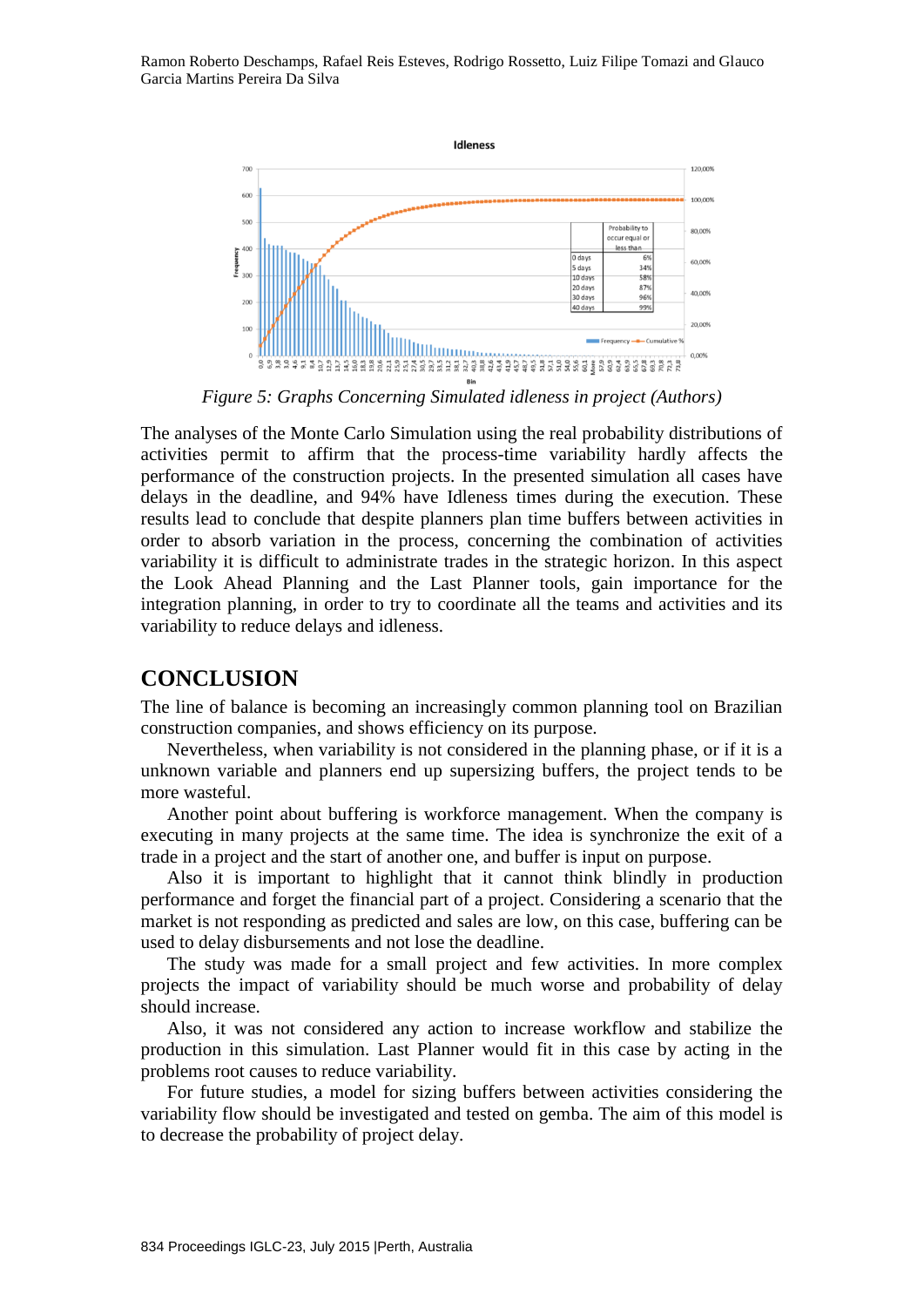*Figure 5: Graphs Concerning Simulated idleness in project (Authors)*

The analyses of the Monte Carlo Simulation using the real probability distributions of activities permit to affirm that the process-time variability hardly affects the performance of the construction projects. In the presented simulation all cases have delays in the deadline, and 94% have Idleness times during the execution. These results lead to conclude that despite planners plan time buffers between activities in order to absorb variation in the process, concerning the combination of activities variability it is difficult to administrate trades in the strategic horizon. In this aspect the Look Ahead Planning and the Last Planner tools, gain importance for the integration planning, in order to try to coordinate all the teams and activities and its variability to reduce delays and idleness.

## CONCLUSION

The line of balance is becoming an increasingly common planning tool on Brazilian construction companies, and shows efficiency on its purpose.

Nevertheless, when variability is not considered in the planning phase, or if it is a unknown variable and planners end up supersizing buffers, the project tends to be more wasteful.

Another point about buffering is workforce management. When the company is executing in many projects at the same time. The idea is synchronize the exit of a trade in a project and the start of another one, and buffer is input on purpose.

Also it is important to highlight that it cannot think blindly in production performance and forget the financial part of a project. Considering a scenario that the market is not responding as predicted and sales are low, on this case, buffering can be used to delay disbursements and not lose the deadline.

The study was made for a small project and few activities. In more complex projects the impact of variability should be much worse and probability of delay should increase.

Also, it was not considered any action to increase workflow and stabilize the production in this simulation. Last Planner would fit in this case by acting in the problems root causes to reduce variability.

For future studies, a model for sizing buffers between activities considering the variability flow should be investigated and tested on gemba. The aim of this model is to decrease the probability of project delay.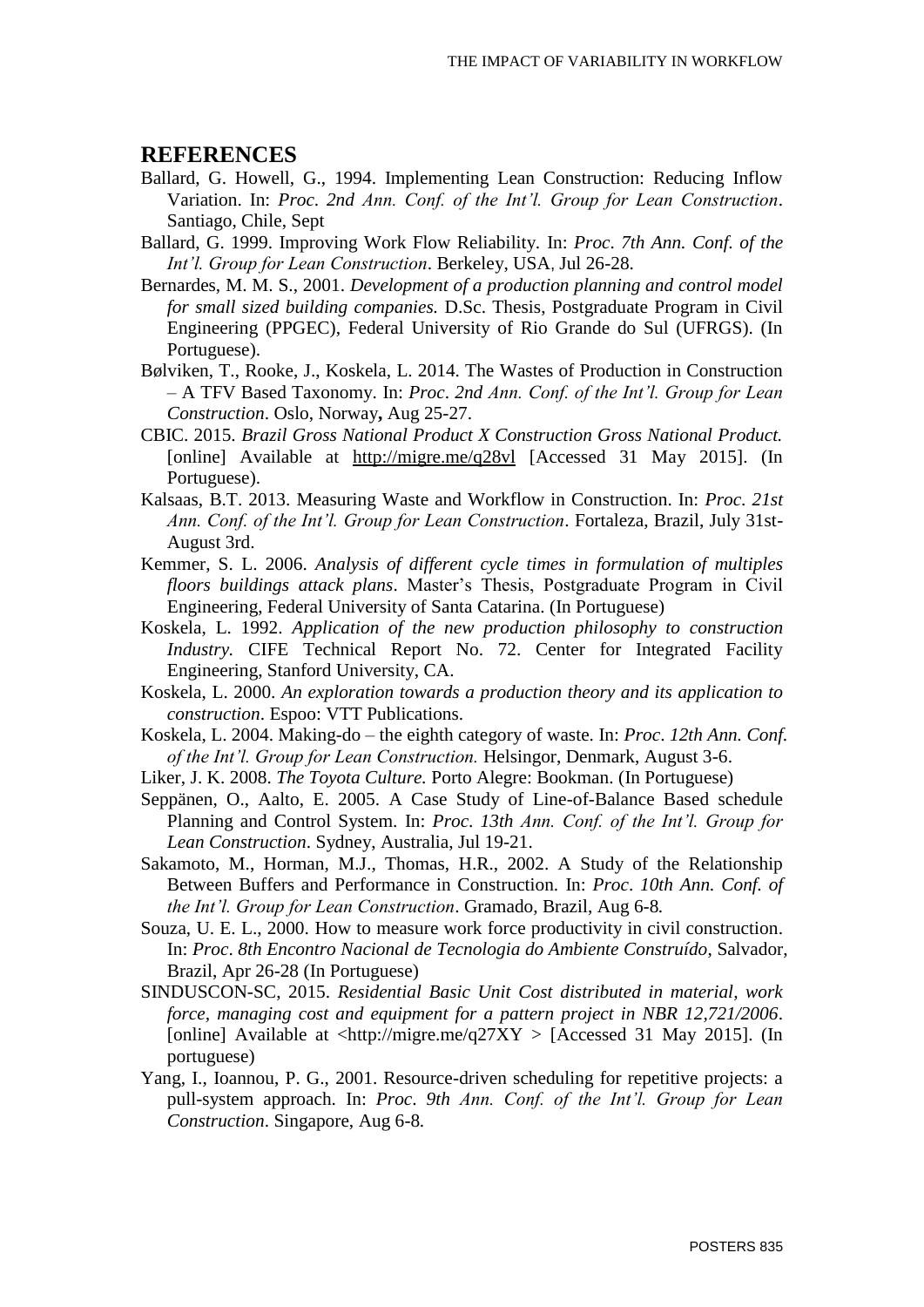## REFERENCES

Ballard, G. Howell, G., 1994. Implementing Lean Construction: Reducing Inflow Variation. In: *Proc. 2nd Ann. Conf. of the Int'l. Group for Lean Construction*. Santiago, Chile, Sept

Ballard, G. 1999. Improving Work Flow Reliability. In: *Proc. 7th Ann. Conf. of the Int'l. Group for Lean Construction*. Berkeley, USA, Jul 26-28.

Bernardes, M. M. S., 2001. *Development of a production planning and control model for small sized building companies.* D.Sc. Thesis, Postgraduate Program in Civil Engineering (PPGEC), Federal University of Rio Grande do Sul (UFRGS). (In Portuguese).

Bølviken, T., Rooke, J., Koskela, L. 2014. The Wastes of Production in Construction – A TFV Based Taxonomy. In: *Proc. 2nd Ann. Conf. of the Int'l. Group for Lean Construction*. Oslo, Norway**,** Aug 25-27.

CBIC. 2015. *Brazil Gross National Product X Construction Gross National Product.* [online] Available at http://migre.me/q28vl [Accessed 31 May 2015]. (In Portuguese).

Kalsaas, B.T. 2013. Measuring Waste and Workflow in Construction. In: *Proc. 21st Ann. Conf. of the Int'l. Group for Lean Construction*. Fortaleza, Brazil, July 31st-August 3rd.

Kemmer, S. L. 2006. *Analysis of different cycle times in formulation of multiples floors buildings attack plans*. Master's Thesis, Postgraduate Program in Civil Engineering, Federal University of Santa Catarina. (In Portuguese)

Koskela, L. 1992. *Application of the new production philosophy to construction Industry.* CIFE Technical Report No. 72. Center for Integrated Facility Engineering, Stanford University, CA.

Koskela, L. 2000. *An exploration towards a production theory and its application to construction*. Espoo: VTT Publications.

Koskela, L. 2004. Making-do – the eighth category of waste. In: *Proc. 12th Ann. Conf. of the Int'l. Group for Lean Construction.* Helsingor, Denmark, August 3-6.

Liker, J. K. 2008. *The Toyota Culture.* Porto Alegre: Bookman. (In Portuguese)

Seppänen, O., Aalto, E. 2005. A Case Study of Line-of-Balance Based schedule Planning and Control System. In: *Proc. 13th Ann. Conf. of the Int'l. Group for Lean Construction*. Sydney, Australia, Jul 19-21.

Sakamoto, M., Horman, M.J., Thomas, H.R., 2002. A Study of the Relationship Between Buffers and Performance in Construction. In: *Proc. 10th Ann. Conf. of the Int'l. Group for Lean Construction*. Gramado, Brazil, Aug 6-8*.*

Souza, U. E. L., 2000. How to measure work force productivity in civil construction. In: *Proc. 8th Encontro Nacional de Tecnologia do Ambiente Construído*, Salvador, Brazil, Apr 26-28 (In Portuguese)

SINDUSCON-SC, 2015. *Residential Basic Unit Cost distributed in material, work force, managing cost and equipment for a pattern project in NBR 12,721/2006*. [online] Available at <http://migre.me/q27XY > [Accessed 31 May 2015]. (In portuguese)

Yang, I., Ioannou, P. G., 2001. Resource-driven scheduling for repetitive projects: a pull-system approach*.* In: *Proc. 9th Ann. Conf. of the Int'l. Group for Lean Construction*. Singapore, Aug 6-8*.*